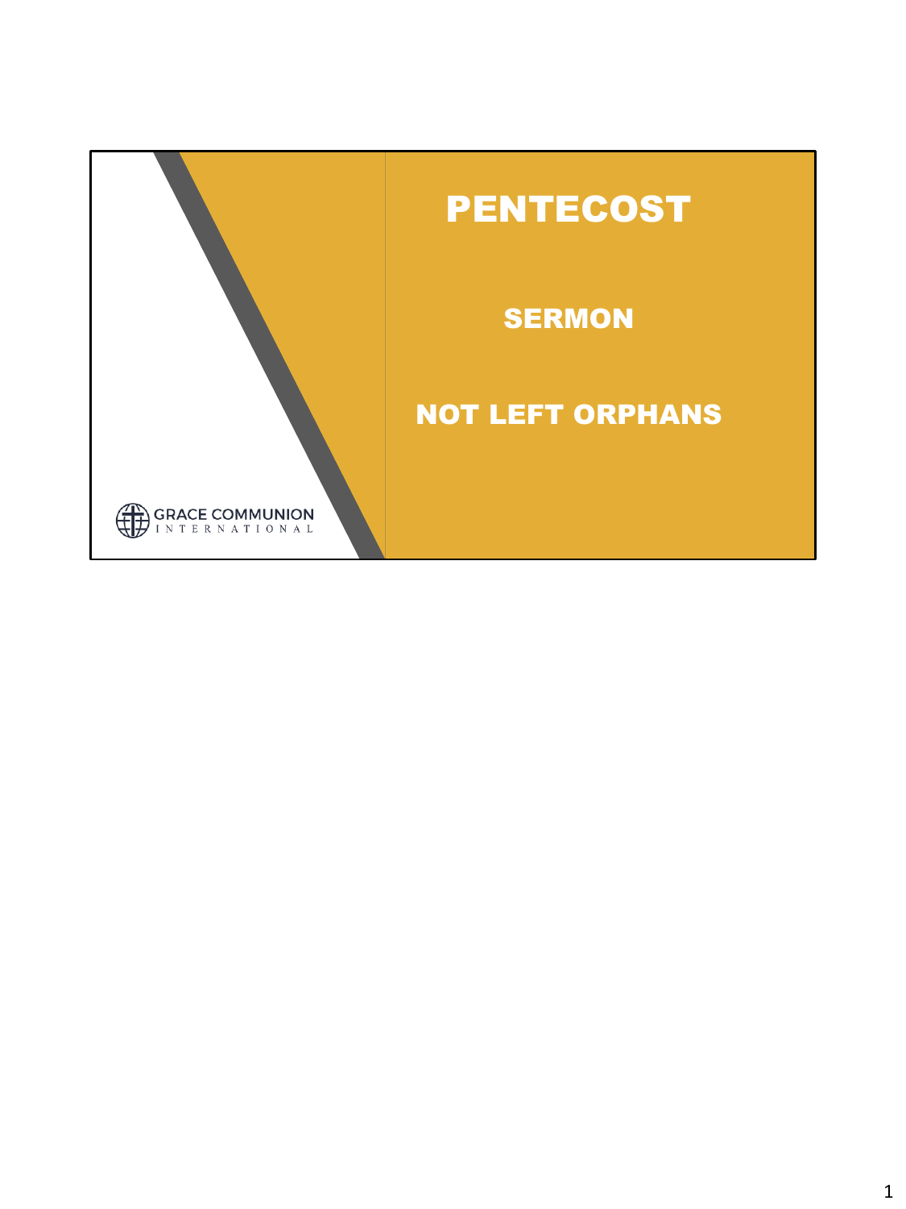# PENTECOST

## SERMON

## NOT LEFT ORPHANS

GRACE COMMUNION INTERNATIONAL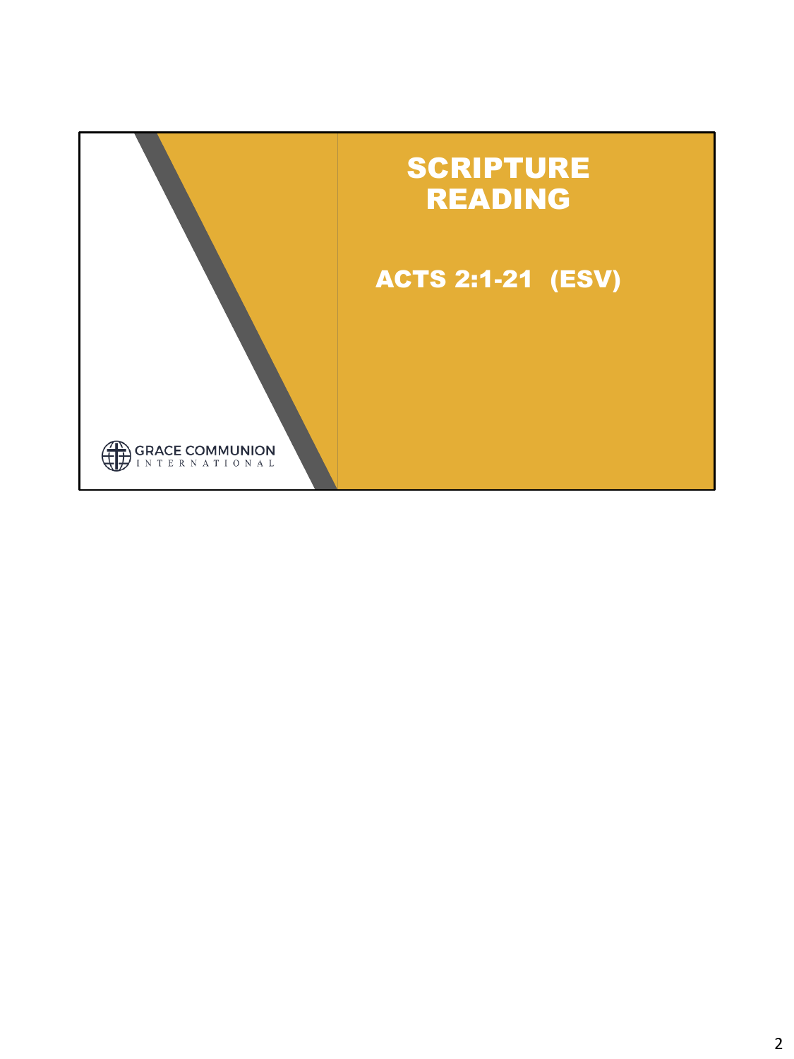# SCRIPTURE READING

ACTS 2:1-21 (ESV)

GRACE COMMUNION INTERNATIONAL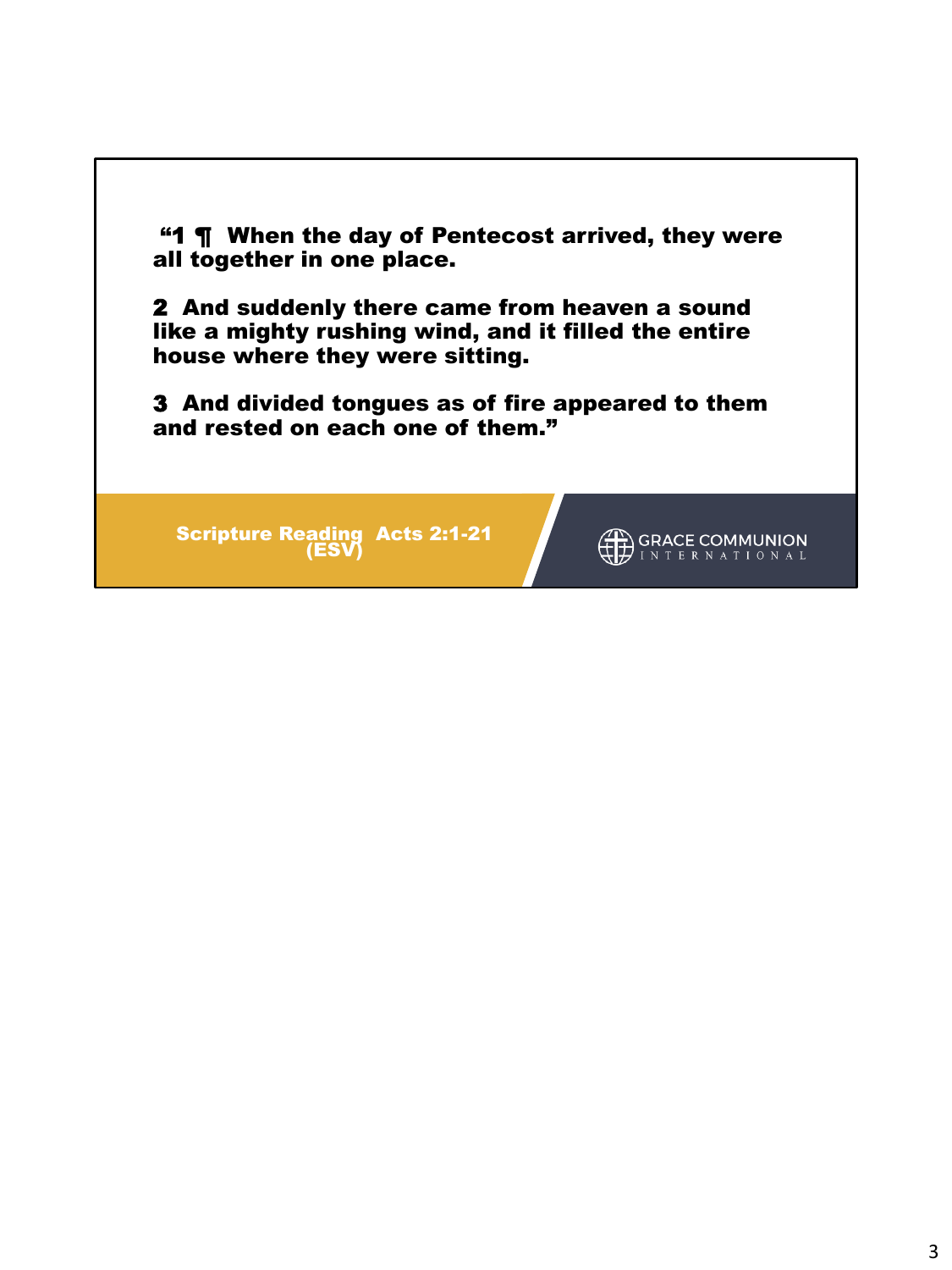**"1 ¶ When the day of Pentecost arrived, they were all together in one place.**

**2 And suddenly there came from heaven a sound like a mighty rushing wind, and it filled the entire house where they were sitting.**

**3 And divided tongues as of fire appeared to them and rested on each one of them."**

**Scripture Reading Acts 2:1-21 (ESV)**

GRACE COMMUNION INTERNATIONAL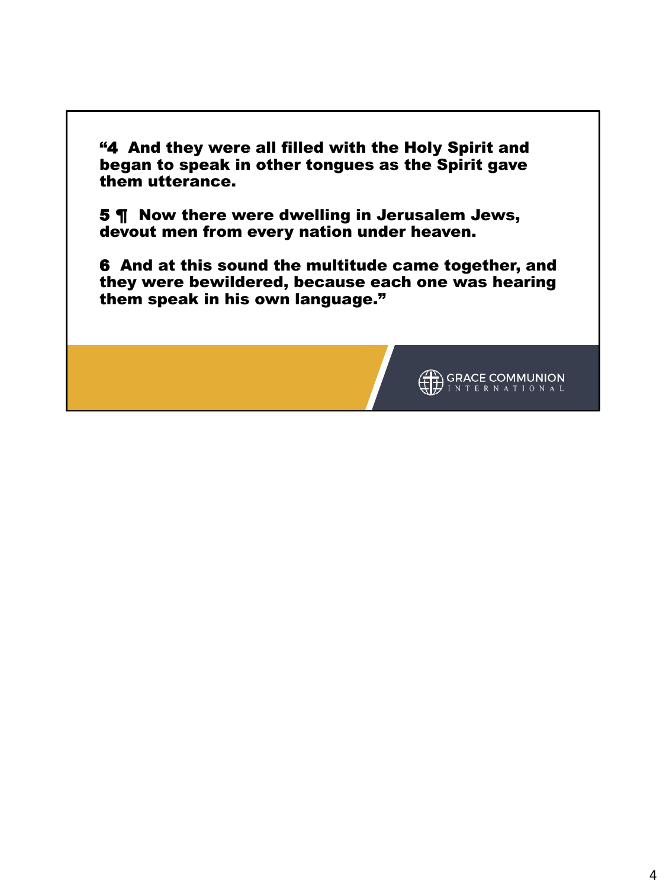**“4 And they were all filled with the Holy Spirit and began to speak in other tongues as the Spirit gave them utterance.**

**5 ¶ Now there were dwelling in Jerusalem Jews, devout men from every nation under heaven.**

**6 And at this sound the multitude came together, and they were bewildered, because each one was hearing them speak in his own language.”**

GRACE COMMUNION INTERNATIONAL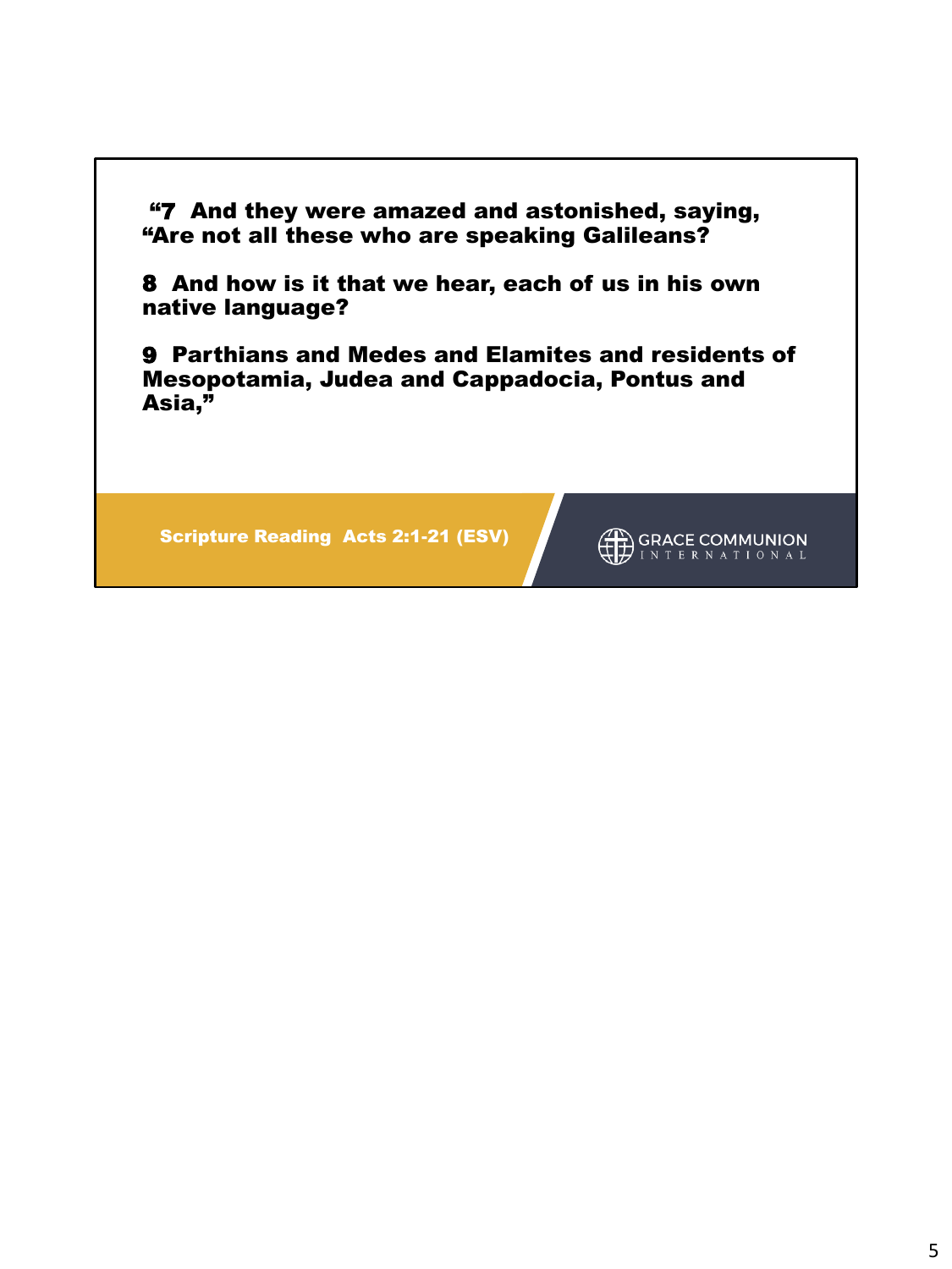**“7 And they were amazed and astonished, saying, “Are not all these who are speaking Galileans?**

**8 And how is it that we hear, each of us in his own native language?**

**9 Parthians and Medes and Elamites and residents of Mesopotamia, Judea and Cappadocia, Pontus and Asia,”**

**Scripture Reading Acts 2:1-21 (ESV)**

GRACE COMMUNION INTERNATIONAL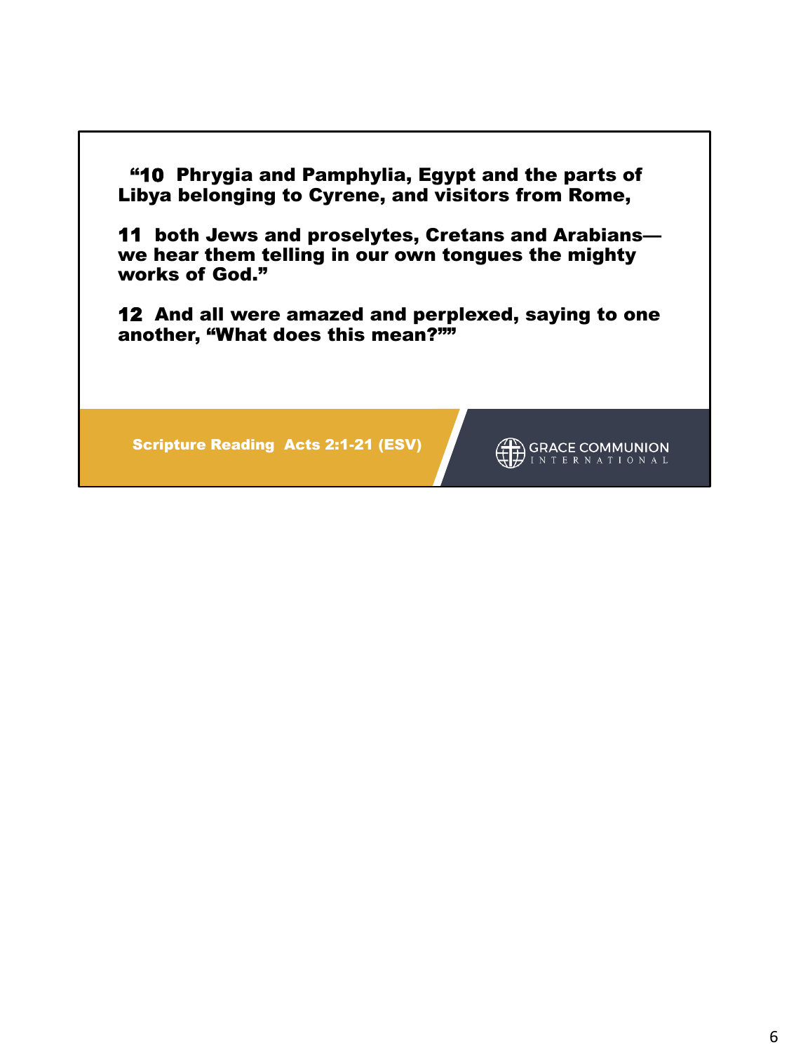"10 Phrygia and Pamphylia, Egypt and the parts of Libya belonging to Cyrene, and visitors from Rome,

11 both Jews and proselytes, Cretans and Arabians—we hear them telling in our own tongues the mighty works of God."

12 And all were amazed and perplexed, saying to one another, "What does this mean?""

Scripture Reading Acts 2:1-21 (ESV)

GRACE COMMUNION INTERNATIONAL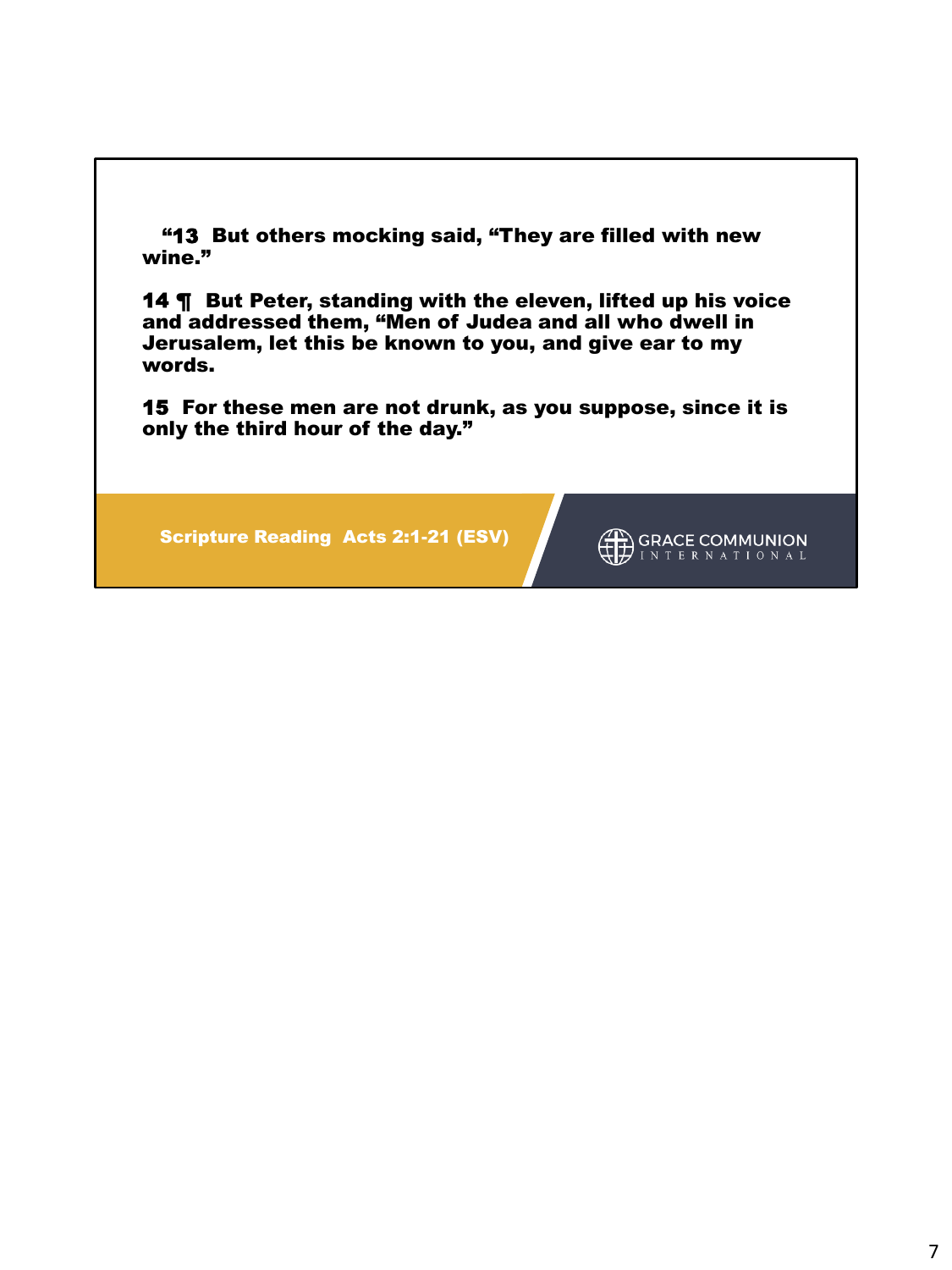**“13 But others mocking said, “They are filled with new wine.”**

**14 ¶ But Peter, standing with the eleven, lifted up his voice and addressed them, “Men of Judea and all who dwell in Jerusalem, let this be known to you, and give ear to my words.**

**15 For these men are not drunk, as you suppose, since it is only the third hour of the day.”**

**Scripture Reading Acts 2:1-21 (ESV)**

GRACE COMMUNION INTERNATIONAL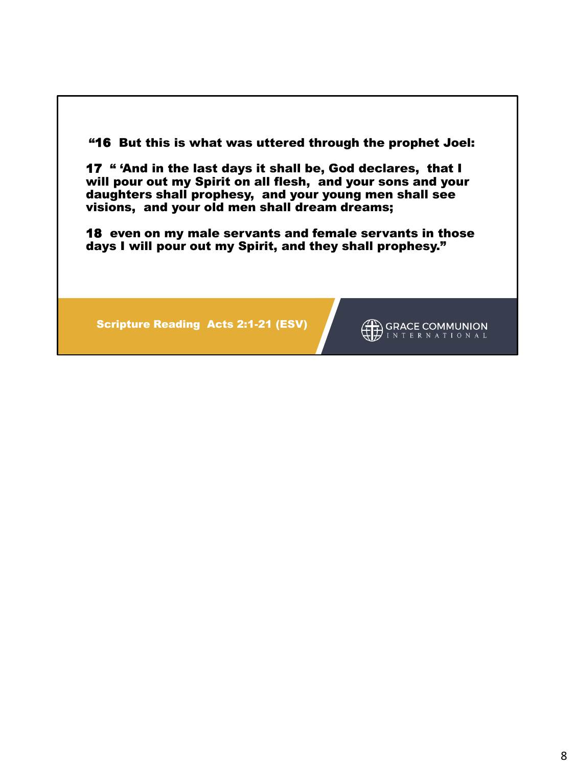**“16 But this is what was uttered through the prophet Joel:**

**17 “ ‘And in the last days it shall be, God declares, that I will pour out my Spirit on all flesh, and your sons and your daughters shall prophesy, and your young men shall see visions, and your old men shall dream dreams;**

**18 even on my male servants and female servants in those days I will pour out my Spirit, and they shall prophesy.”**

**Scripture Reading Acts 2:1-21 (ESV)**

GRACE COMMUNION INTERNATIONAL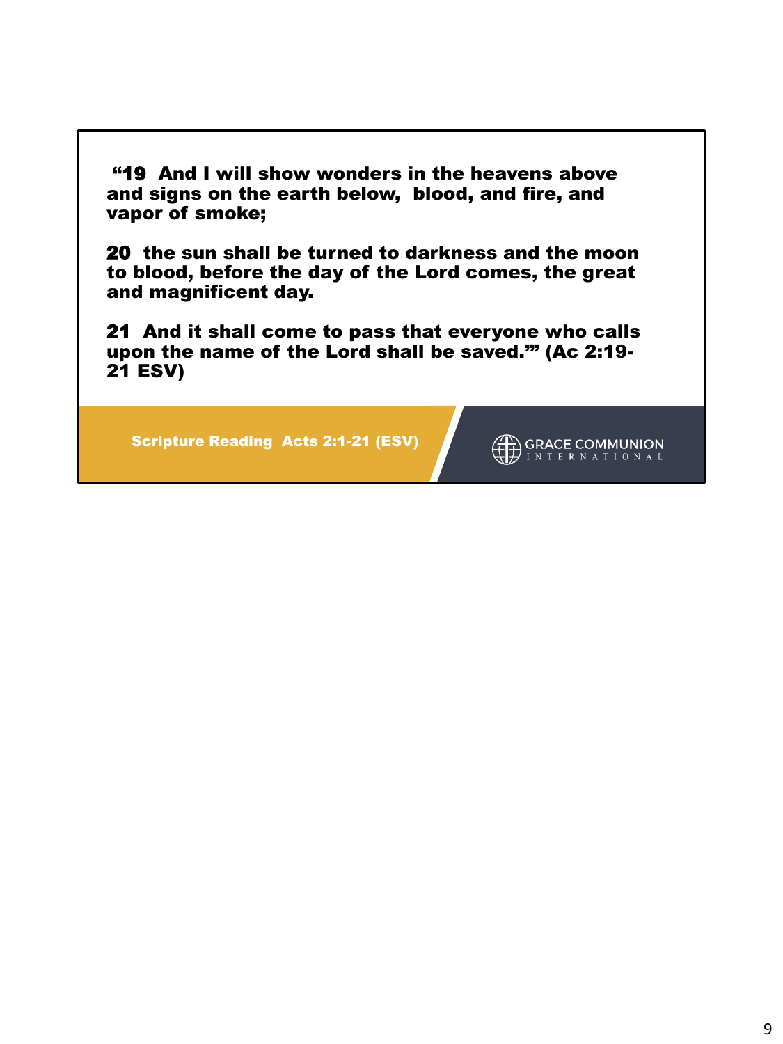**“19 And I will show wonders in the heavens above and signs on the earth below, blood, and fire, and vapor of smoke;**

**20 the sun shall be turned to darkness and the moon to blood, before the day of the Lord comes, the great and magnificent day.**

**21 And it shall come to pass that everyone who calls upon the name of the Lord shall be saved.’” (Ac 2:19-21 ESV)**

**Scripture Reading Acts 2:1-21 (ESV)**

GRACE COMMUNION INTERNATIONAL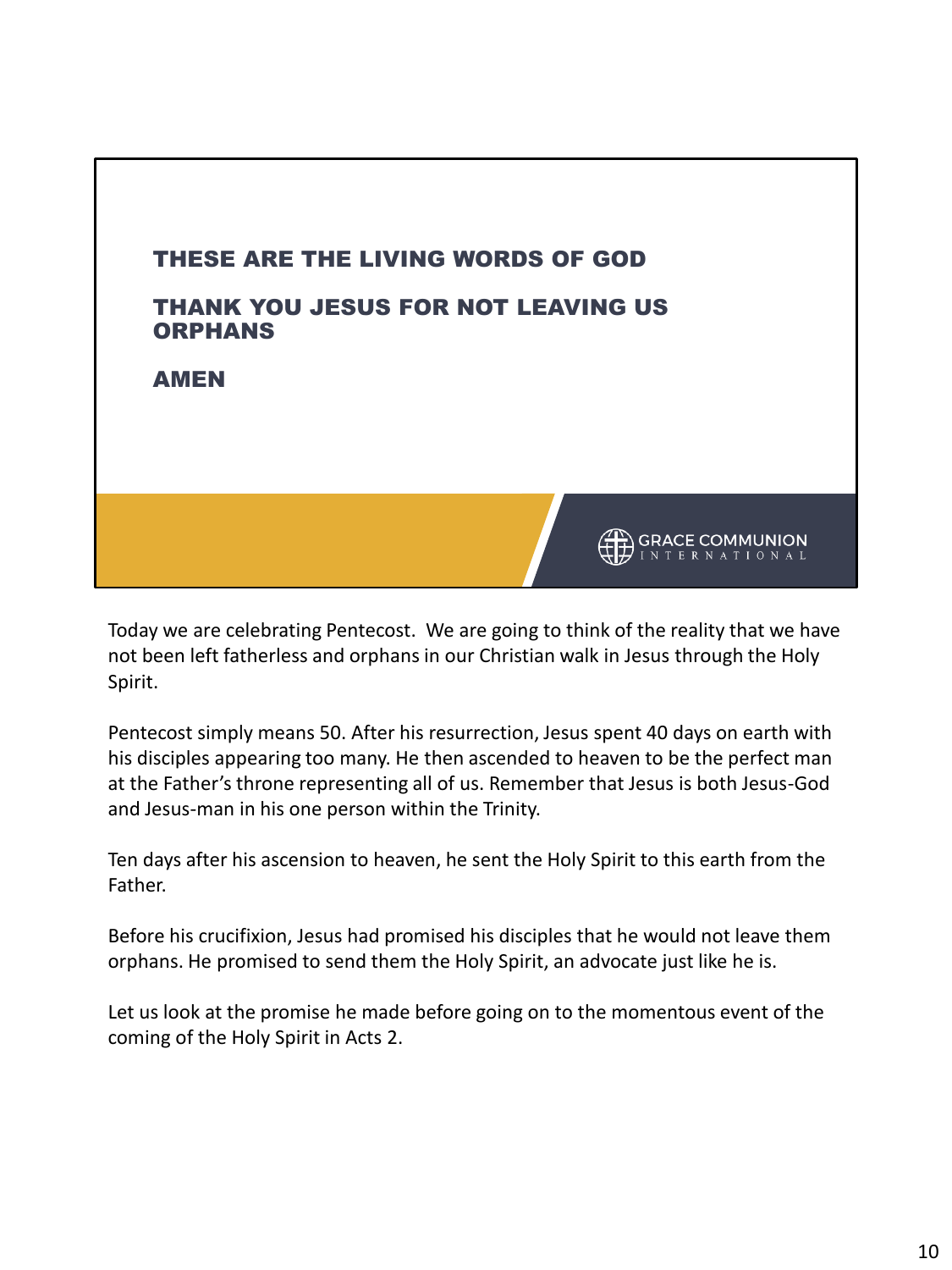**THESE ARE THE LIVING WORDS OF GOD**

**THANK YOU JESUS FOR NOT LEAVING US ORPHANS**

**AMEN**

GRACE COMMUNION INTERNATIONAL

Today we are celebrating Pentecost. We are going to think of the reality that we have not been left fatherless and orphans in our Christian walk in Jesus through the Holy Spirit.

Pentecost simply means 50. After his resurrection, Jesus spent 40 days on earth with his disciples appearing too many. He then ascended to heaven to be the perfect man at the Father's throne representing all of us. Remember that Jesus is both Jesus-God and Jesus-man in his one person within the Trinity.

Ten days after his ascension to heaven, he sent the Holy Spirit to this earth from the Father.

Before his crucifixion, Jesus had promised his disciples that he would not leave them orphans. He promised to send them the Holy Spirit, an advocate just like he is.

Let us look at the promise he made before going on to the momentous event of the coming of the Holy Spirit in Acts 2.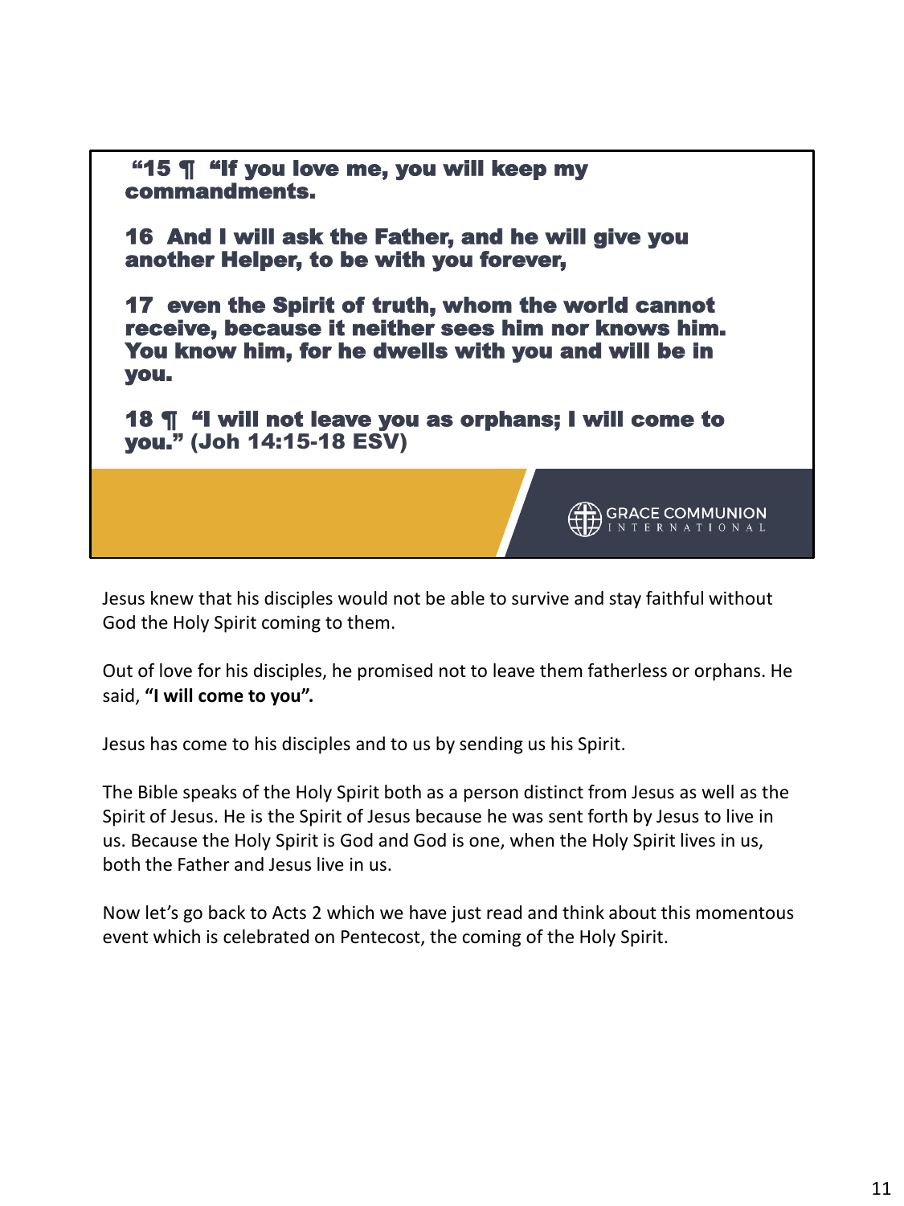**“15 ¶ “If you love me, you will keep my commandments.**

**16 And I will ask the Father, and he will give you another Helper, to be with you forever,**

**17 even the Spirit of truth, whom the world cannot receive, because it neither sees him nor knows him. You know him, for he dwells with you and will be in you.**

**18 ¶ “I will not leave you as orphans; I will come to you.” (Joh 14:15-18 ESV)**

GRACE COMMUNION INTERNATIONAL

Jesus knew that his disciples would not be able to survive and stay faithful without God the Holy Spirit coming to them.

Out of love for his disciples, he promised not to leave them fatherless or orphans. He said, **“I will come to you”.**

Jesus has come to his disciples and to us by sending us his Spirit.

The Bible speaks of the Holy Spirit both as a person distinct from Jesus as well as the Spirit of Jesus. He is the Spirit of Jesus because he was sent forth by Jesus to live in us. Because the Holy Spirit is God and God is one, when the Holy Spirit lives in us, both the Father and Jesus live in us.

Now let’s go back to Acts 2 which we have just read and think about this momentous event which is celebrated on Pentecost, the coming of the Holy Spirit.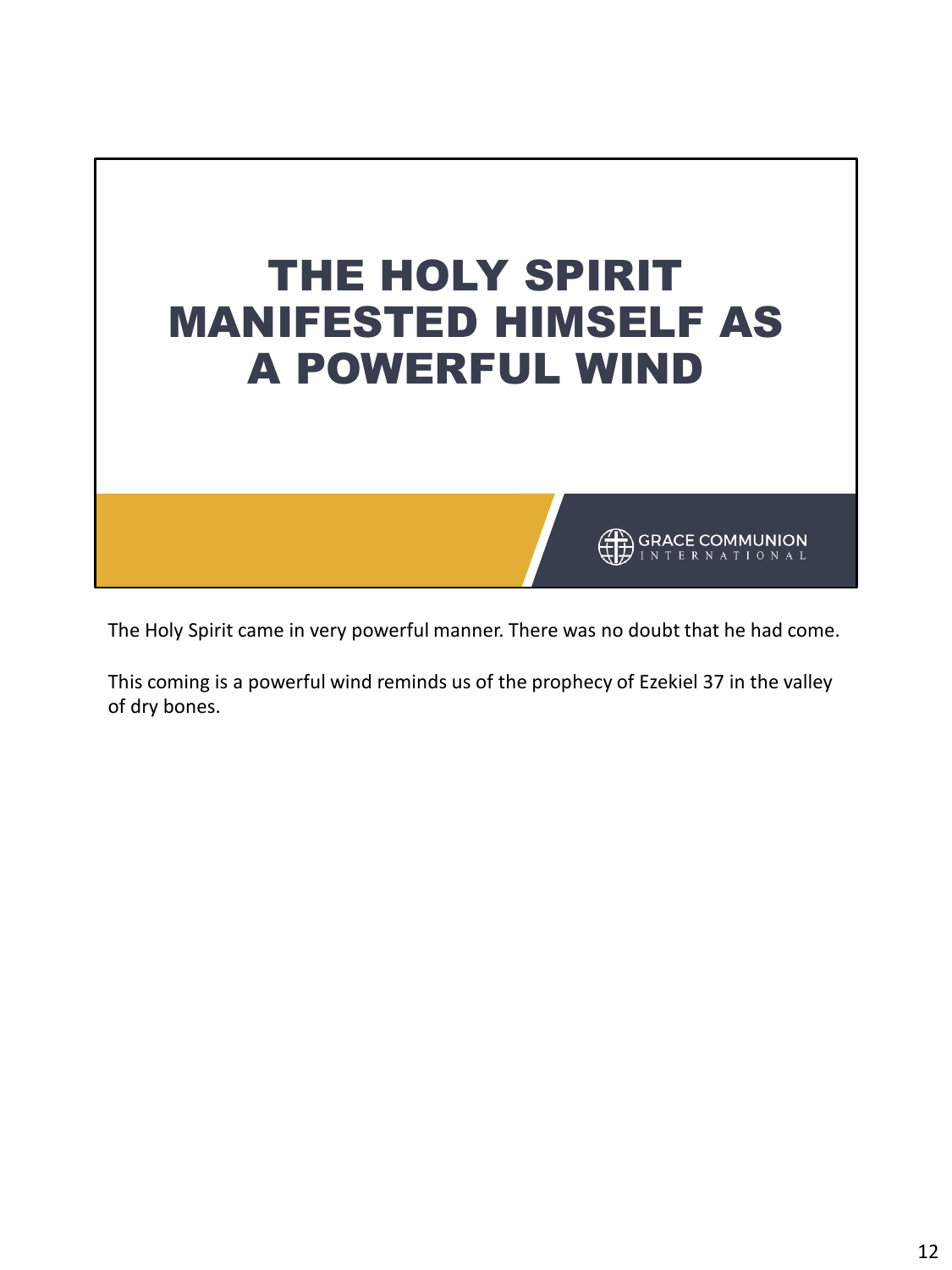# THE HOLY SPIRIT MANIFESTED HIMSELF AS A POWERFUL WIND

GRACE COMMUNION INTERNATIONAL

The Holy Spirit came in very powerful manner. There was no doubt that he had come.

This coming is a powerful wind reminds us of the prophecy of Ezekiel 37 in the valley of dry bones.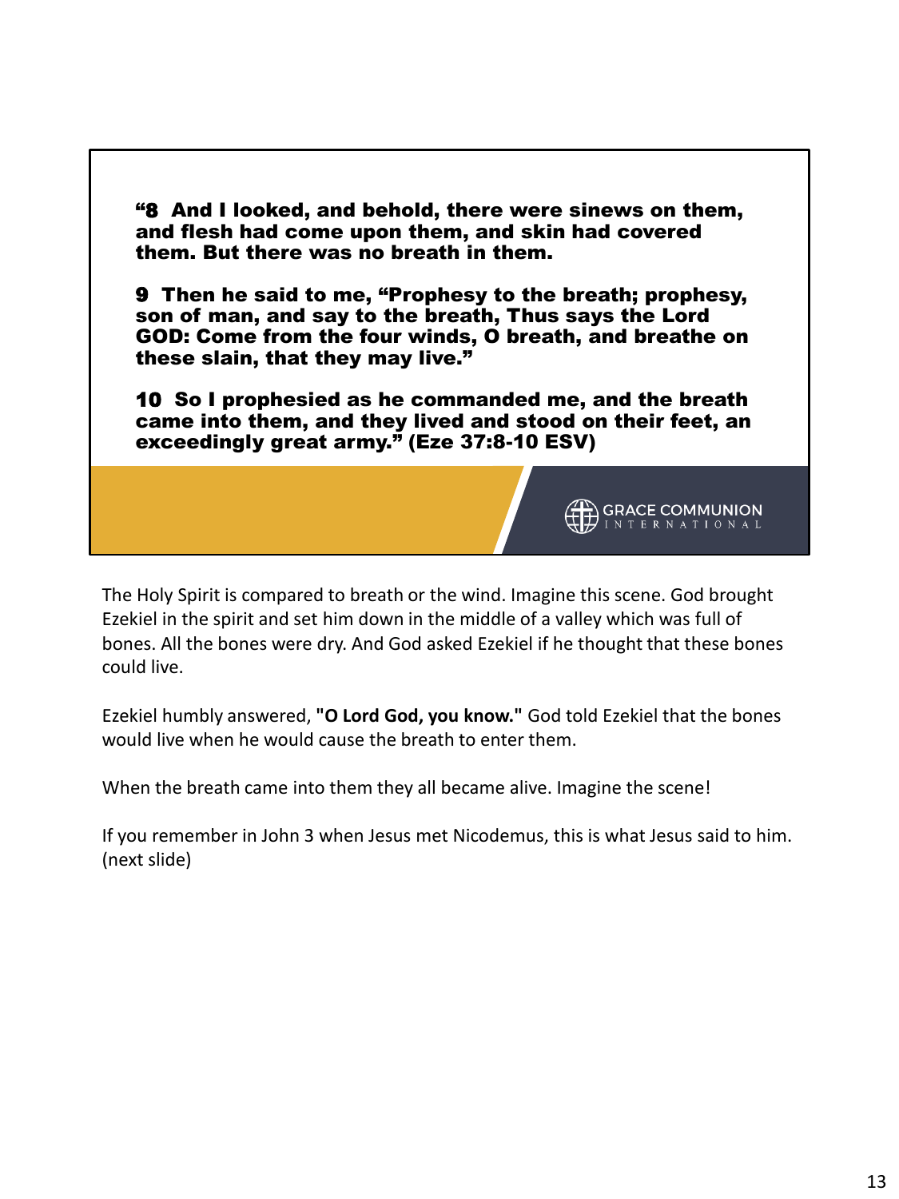**"8 And I looked, and behold, there were sinews on them, and flesh had come upon them, and skin had covered them. But there was no breath in them.**

**9 Then he said to me, "Prophesy to the breath; prophesy, son of man, and say to the breath, Thus says the Lord GOD: Come from the four winds, O breath, and breathe on these slain, that they may live."**

**10 So I prophesied as he commanded me, and the breath came into them, and they lived and stood on their feet, an exceedingly great army." (Eze 37:8-10 ESV)**

GRACE COMMUNION INTERNATIONAL

The Holy Spirit is compared to breath or the wind. Imagine this scene. God brought Ezekiel in the spirit and set him down in the middle of a valley which was full of bones. All the bones were dry. And God asked Ezekiel if he thought that these bones could live.

Ezekiel humbly answered, **"O Lord God, you know."** God told Ezekiel that the bones would live when he would cause the breath to enter them.

When the breath came into them they all became alive. Imagine the scene!

If you remember in John 3 when Jesus met Nicodemus, this is what Jesus said to him. (next slide)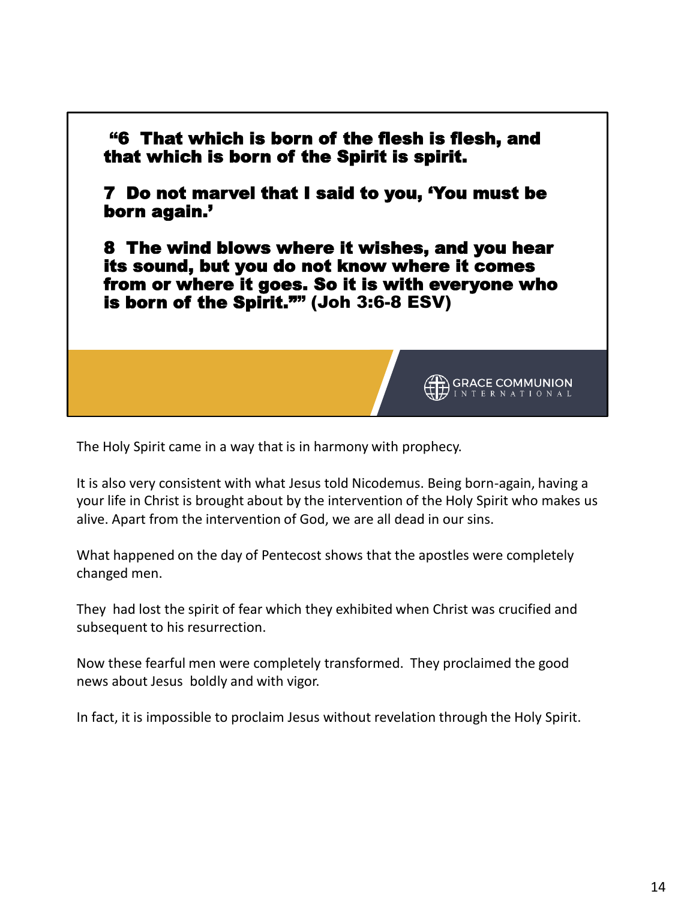**“6 That which is born of the flesh is flesh, and that which is born of the Spirit is spirit.**

**7 Do not marvel that I said to you, ‘You must be born again.’**

**8 The wind blows where it wishes, and you hear its sound, but you do not know where it comes from or where it goes. So it is with everyone who is born of the Spirit.”” (Joh 3:6-8 ESV)**

GRACE COMMUNION INTERNATIONAL

The Holy Spirit came in a way that is in harmony with prophecy.

It is also very consistent with what Jesus told Nicodemus. Being born-again, having a your life in Christ is brought about by the intervention of the Holy Spirit who makes us alive. Apart from the intervention of God, we are all dead in our sins.

What happened on the day of Pentecost shows that the apostles were completely changed men.

They had lost the spirit of fear which they exhibited when Christ was crucified and subsequent to his resurrection.

Now these fearful men were completely transformed. They proclaimed the good news about Jesus boldly and with vigor.

In fact, it is impossible to proclaim Jesus without revelation through the Holy Spirit.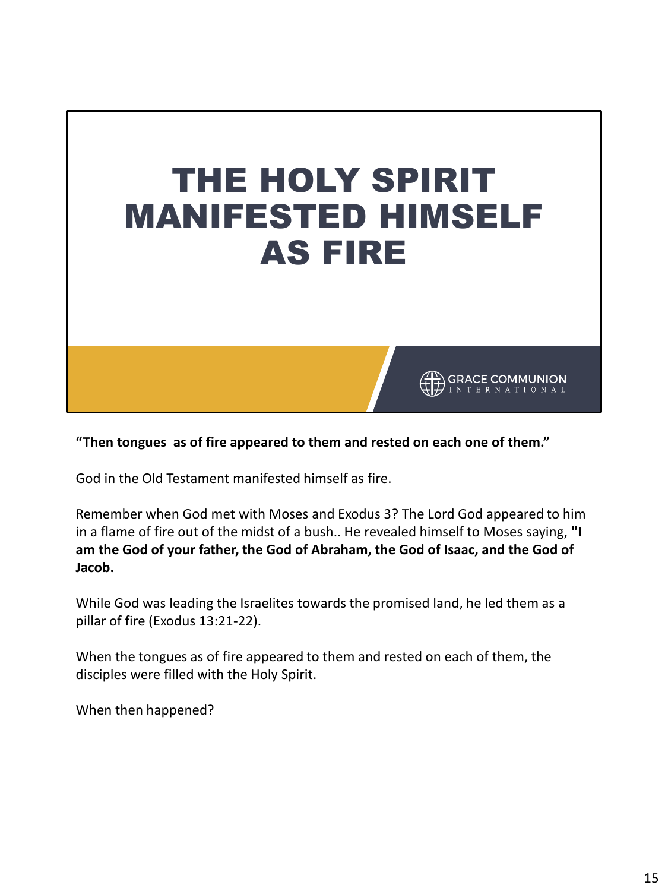# THE HOLY SPIRIT MANIFESTED HIMSELF AS FIRE

GRACE COMMUNION INTERNATIONAL

**"Then tongues  as of fire appeared to them and rested on each one of them."**

God in the Old Testament manifested himself as fire.

Remember when God met with Moses and Exodus 3? The Lord God appeared to him in a flame of fire out of the midst of a bush.. He revealed himself to Moses saying, **"I am the God of your father, the God of Abraham, the God of Isaac, and the God of Jacob.**

While God was leading the Israelites towards the promised land, he led them as a pillar of fire (Exodus 13:21-22).

When the tongues as of fire appeared to them and rested on each of them, the disciples were filled with the Holy Spirit.

When then happened?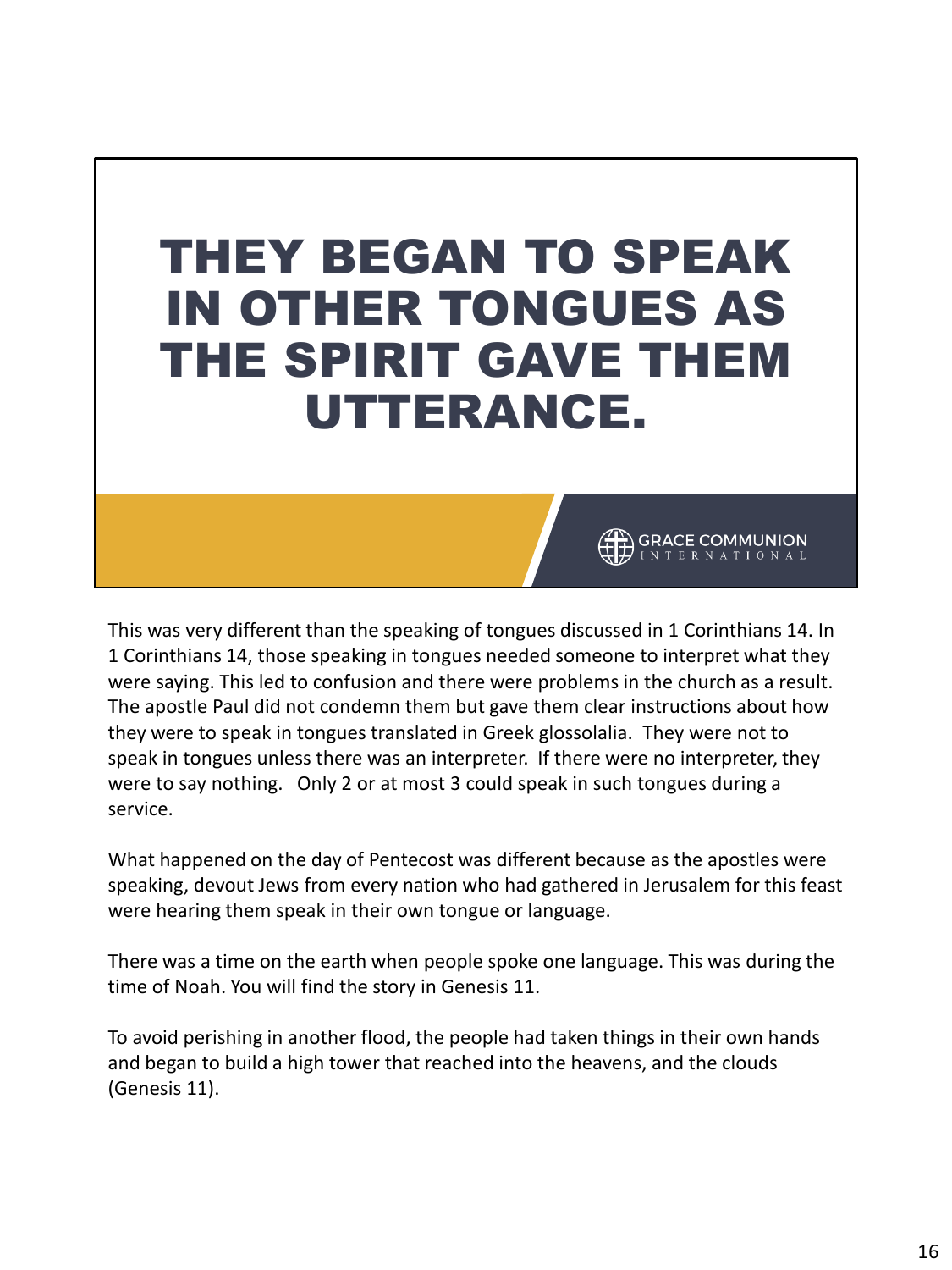# THEY BEGAN TO SPEAK IN OTHER TONGUES AS THE SPIRIT GAVE THEM UTTERANCE.

GRACE COMMUNION INTERNATIONAL

This was very different than the speaking of tongues discussed in 1 Corinthians 14. In 1 Corinthians 14, those speaking in tongues needed someone to interpret what they were saying. This led to confusion and there were problems in the church as a result. The apostle Paul did not condemn them but gave them clear instructions about how they were to speak in tongues translated in Greek glossolalia. They were not to speak in tongues unless there was an interpreter. If there were no interpreter, they were to say nothing. Only 2 or at most 3 could speak in such tongues during a service.

What happened on the day of Pentecost was different because as the apostles were speaking, devout Jews from every nation who had gathered in Jerusalem for this feast were hearing them speak in their own tongue or language.

There was a time on the earth when people spoke one language. This was during the time of Noah. You will find the story in Genesis 11.

To avoid perishing in another flood, the people had taken things in their own hands and began to build a high tower that reached into the heavens, and the clouds (Genesis 11).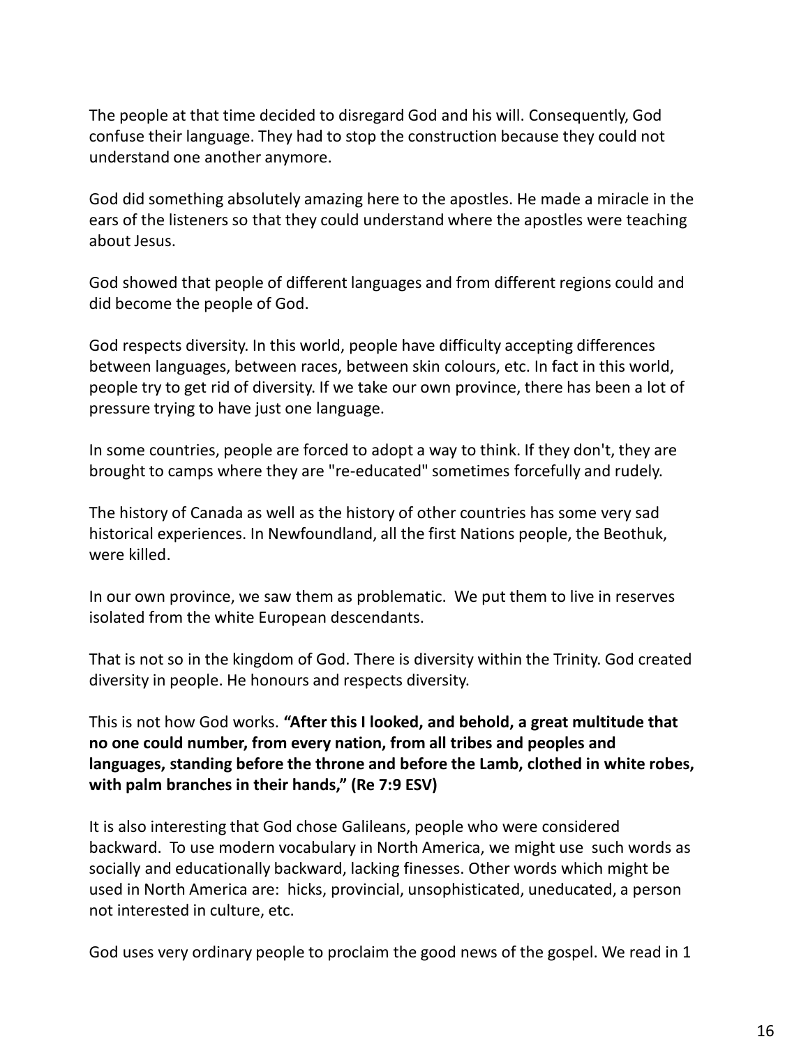The people at that time decided to disregard God and his will. Consequently, God confuse their language. They had to stop the construction because they could not understand one another anymore.

God did something absolutely amazing here to the apostles. He made a miracle in the ears of the listeners so that they could understand where the apostles were teaching about Jesus.

God showed that people of different languages and from different regions could and did become the people of God.

God respects diversity. In this world, people have difficulty accepting differences between languages, between races, between skin colours, etc. In fact in this world, people try to get rid of diversity. If we take our own province, there has been a lot of pressure trying to have just one language.

In some countries, people are forced to adopt a way to think. If they don't, they are brought to camps where they are "re-educated" sometimes forcefully and rudely.

The history of Canada as well as the history of other countries has some very sad historical experiences. In Newfoundland, all the first Nations people, the Beothuk, were killed.

In our own province, we saw them as problematic. We put them to live in reserves isolated from the white European descendants.

That is not so in the kingdom of God. There is diversity within the Trinity. God created diversity in people. He honours and respects diversity.

This is not how God works. **"After this I looked, and behold, a great multitude that no one could number, from every nation, from all tribes and peoples and languages, standing before the throne and before the Lamb, clothed in white robes, with palm branches in their hands," (Re 7:9 ESV)**

It is also interesting that God chose Galileans, people who were considered backward. To use modern vocabulary in North America, we might use such words as socially and educationally backward, lacking finesses. Other words which might be used in North America are: hicks, provincial, unsophisticated, uneducated, a person not interested in culture, etc.

God uses very ordinary people to proclaim the good news of the gospel. We read in 1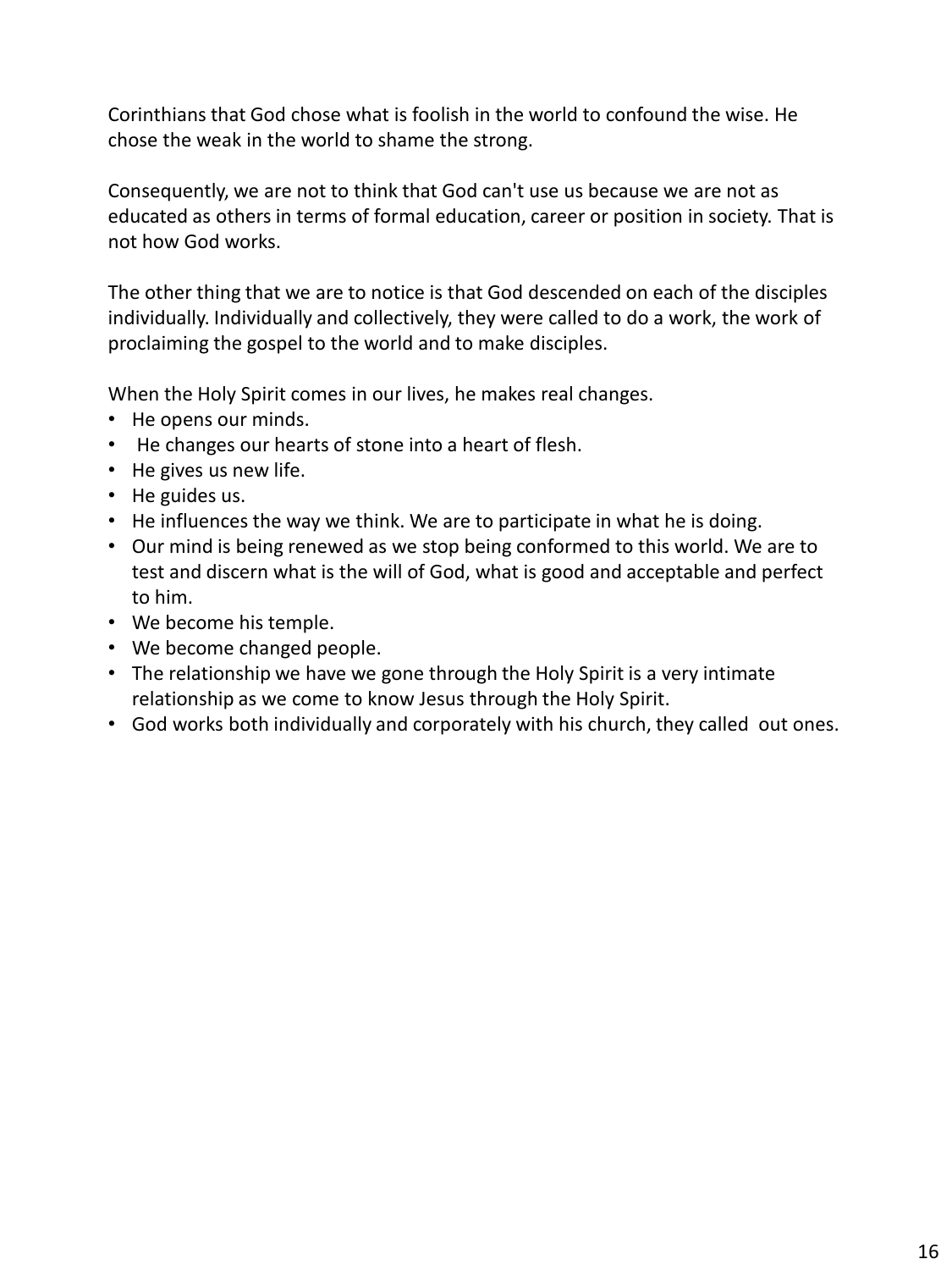Corinthians that God chose what is foolish in the world to confound the wise. He chose the weak in the world to shame the strong.

Consequently, we are not to think that God can't use us because we are not as educated as others in terms of formal education, career or position in society. That is not how God works.

The other thing that we are to notice is that God descended on each of the disciples individually. Individually and collectively, they were called to do a work, the work of proclaiming the gospel to the world and to make disciples.

When the Holy Spirit comes in our lives, he makes real changes.

- He opens our minds.
- He changes our hearts of stone into a heart of flesh.
- He gives us new life.
- He guides us.
- He influences the way we think. We are to participate in what he is doing.
- Our mind is being renewed as we stop being conformed to this world. We are to test and discern what is the will of God, what is good and acceptable and perfect to him.
- We become his temple.
- We become changed people.
- The relationship we have we gone through the Holy Spirit is a very intimate relationship as we come to know Jesus through the Holy Spirit.
- God works both individually and corporately with his church, they called out ones.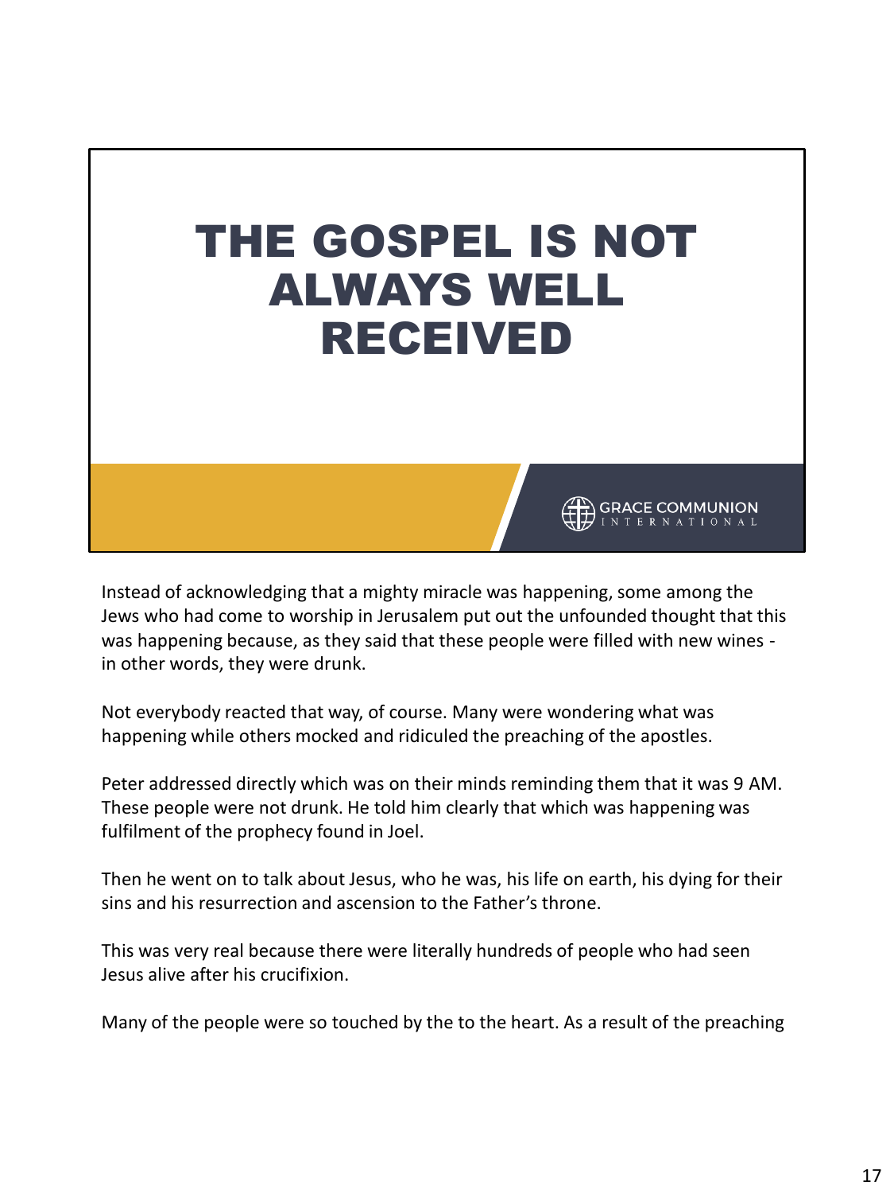# THE GOSPEL IS NOT ALWAYS WELL RECEIVED

GRACE COMMUNION INTERNATIONAL

Instead of acknowledging that a mighty miracle was happening, some among the Jews who had come to worship in Jerusalem put out the unfounded thought that this was happening because, as they said that these people were filled with new wines - in other words, they were drunk.

Not everybody reacted that way, of course. Many were wondering what was happening while others mocked and ridiculed the preaching of the apostles.

Peter addressed directly which was on their minds reminding them that it was 9 AM. These people were not drunk. He told him clearly that which was happening was fulfilment of the prophecy found in Joel.

Then he went on to talk about Jesus, who he was, his life on earth, his dying for their sins and his resurrection and ascension to the Father's throne.

This was very real because there were literally hundreds of people who had seen Jesus alive after his crucifixion.

Many of the people were so touched by the to the heart. As a result of the preaching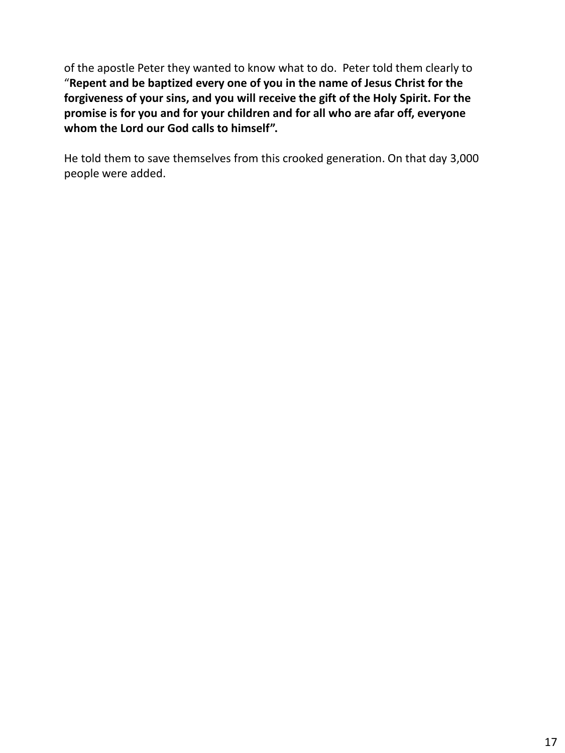of the apostle Peter they wanted to know what to do. Peter told them clearly to "**Repent and be baptized every one of you in the name of Jesus Christ for the forgiveness of your sins, and you will receive the gift of the Holy Spirit. For the promise is for you and for your children and for all who are afar off, everyone whom the Lord our God calls to himself".**

He told them to save themselves from this crooked generation. On that day 3,000 people were added.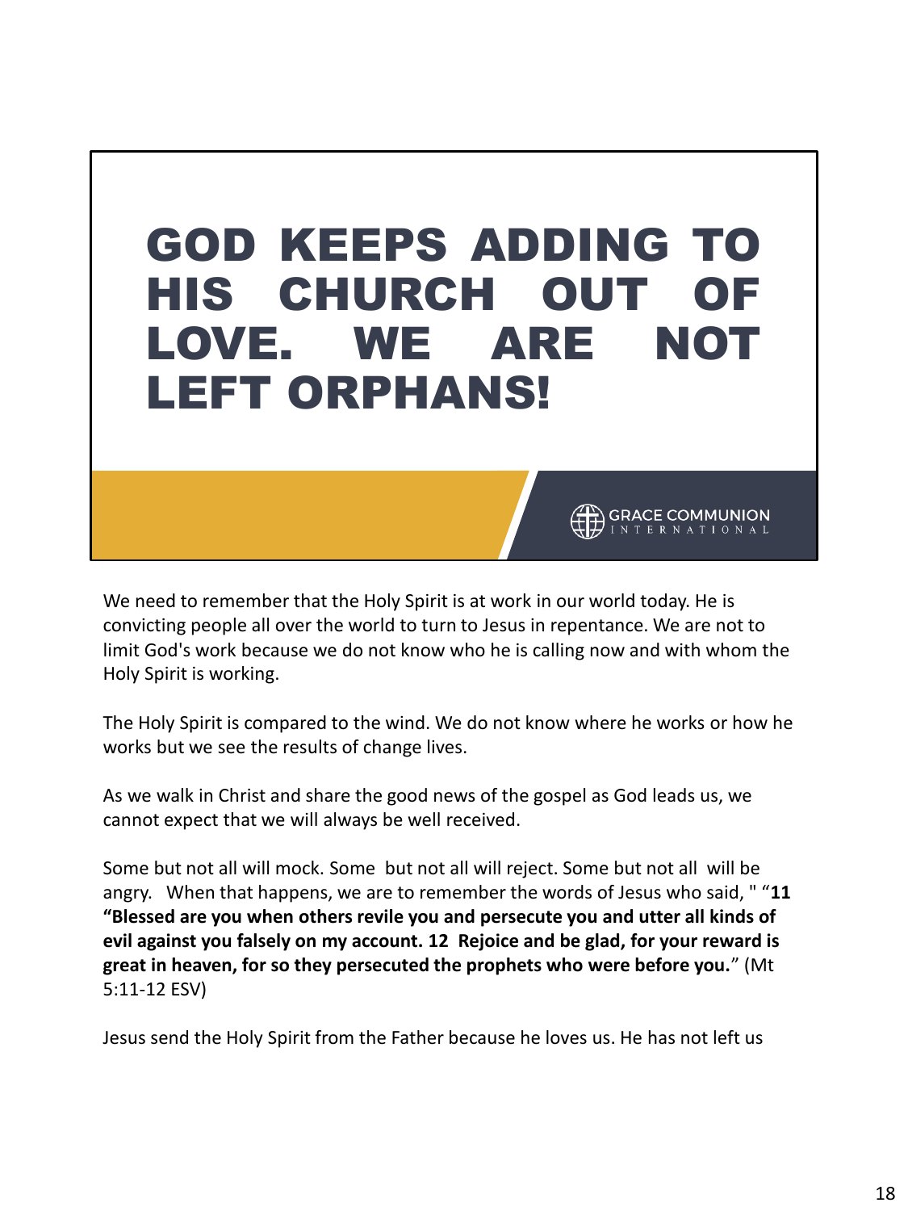# GOD KEEPS ADDING TO HIS CHURCH OUT OF LOVE. WE ARE NOT LEFT ORPHANS!

GRACE COMMUNION INTERNATIONAL

We need to remember that the Holy Spirit is at work in our world today. He is convicting people all over the world to turn to Jesus in repentance. We are not to limit God's work because we do not know who he is calling now and with whom the Holy Spirit is working.

The Holy Spirit is compared to the wind. We do not know where he works or how he works but we see the results of change lives.

As we walk in Christ and share the good news of the gospel as God leads us, we cannot expect that we will always be well received.

Some but not all will mock. Some but not all will reject. Some but not all will be angry. When that happens, we are to remember the words of Jesus who said, " "**11 "Blessed are you when others revile you and persecute you and utter all kinds of evil against you falsely on my account. 12 Rejoice and be glad, for your reward is great in heaven, for so they persecuted the prophets who were before you.**" (Mt 5:11-12 ESV)

Jesus send the Holy Spirit from the Father because he loves us. He has not left us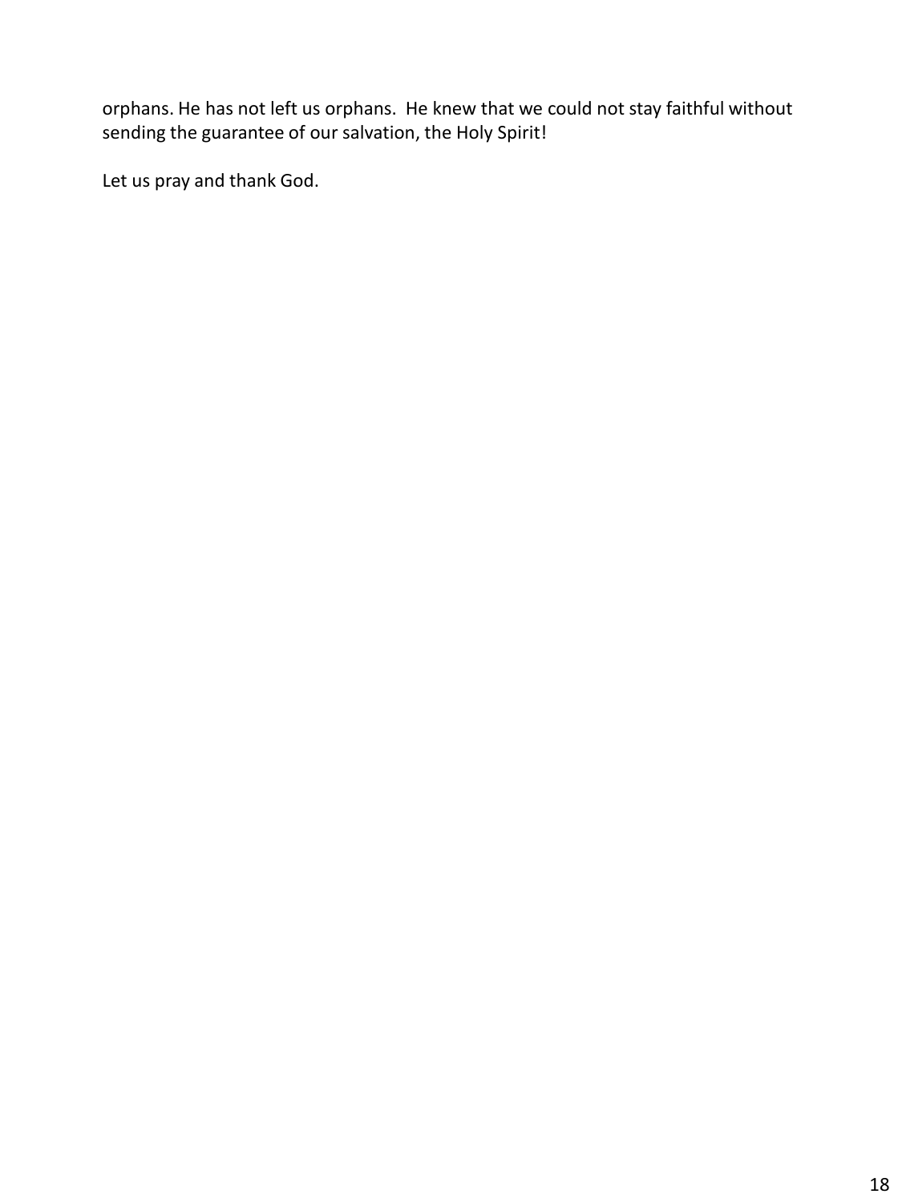orphans. He has not left us orphans.  He knew that we could not stay faithful without sending the guarantee of our salvation, the Holy Spirit!

Let us pray and thank God.